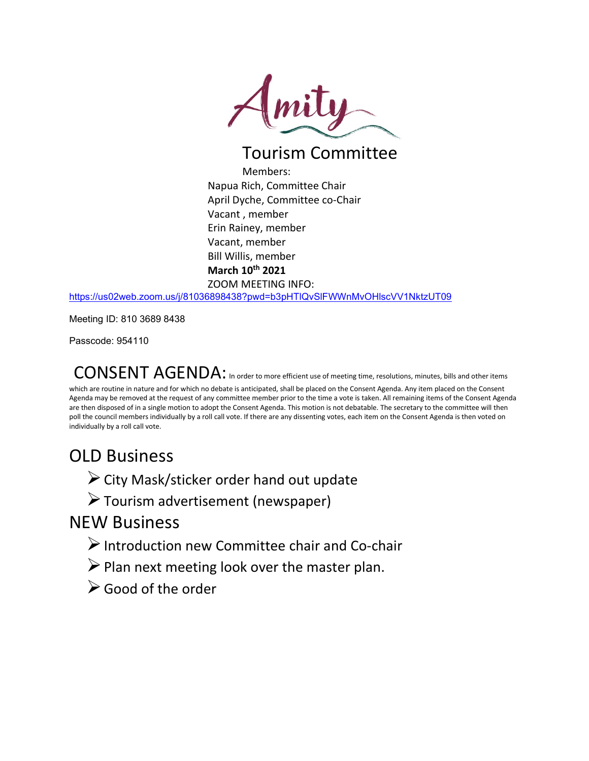# Amity

## Tourism Committee

Members:

Napua Rich, Committee Chair
April Dyche, Committee co-Chair
Vacant , member
Erin Rainey, member
Vacant, member
Bill Willis, member

**March 10th 2021**

ZOOM MEETING INFO:

https://us02web.zoom.us/j/81036898438?pwd=b3pHTlQvSlFWWnMvOHlscVV1NktzUT09

Meeting ID: 810 3689 8438

Passcode: 954110

## CONSENT AGENDA:

In order to more efficient use of meeting time, resolutions, minutes, bills and other items which are routine in nature and for which no debate is anticipated, shall be placed on the Consent Agenda. Any item placed on the Consent Agenda may be removed at the request of any committee member prior to the time a vote is taken. All remaining items of the Consent Agenda are then disposed of in a single motion to adopt the Consent Agenda. This motion is not debatable. The secretary to the committee will then poll the council members individually by a roll call vote. If there are any dissenting votes, each item on the Consent Agenda is then voted on individually by a roll call vote.

## OLD Business

- City Mask/sticker order hand out update
- Tourism advertisement (newspaper)

## NEW Business

- Introduction new Committee chair and Co-chair
- Plan next meeting look over the master plan.
- Good of the order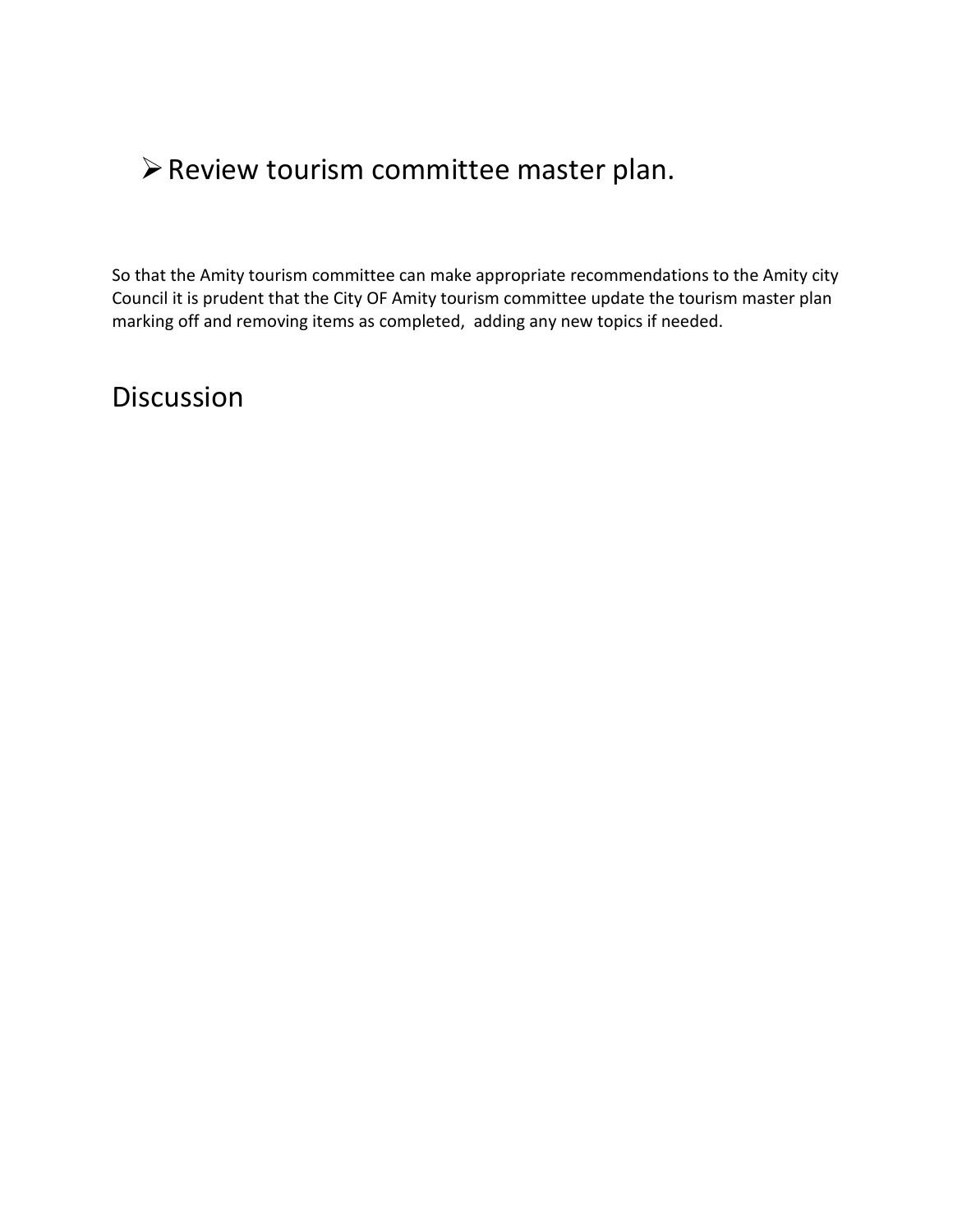- Review tourism committee master plan.

So that the Amity tourism committee can make appropriate recommendations to the Amity city Council it is prudent that the City OF Amity tourism committee update the tourism master plan marking off and removing items as completed,  adding any new topics if needed.

## Discussion